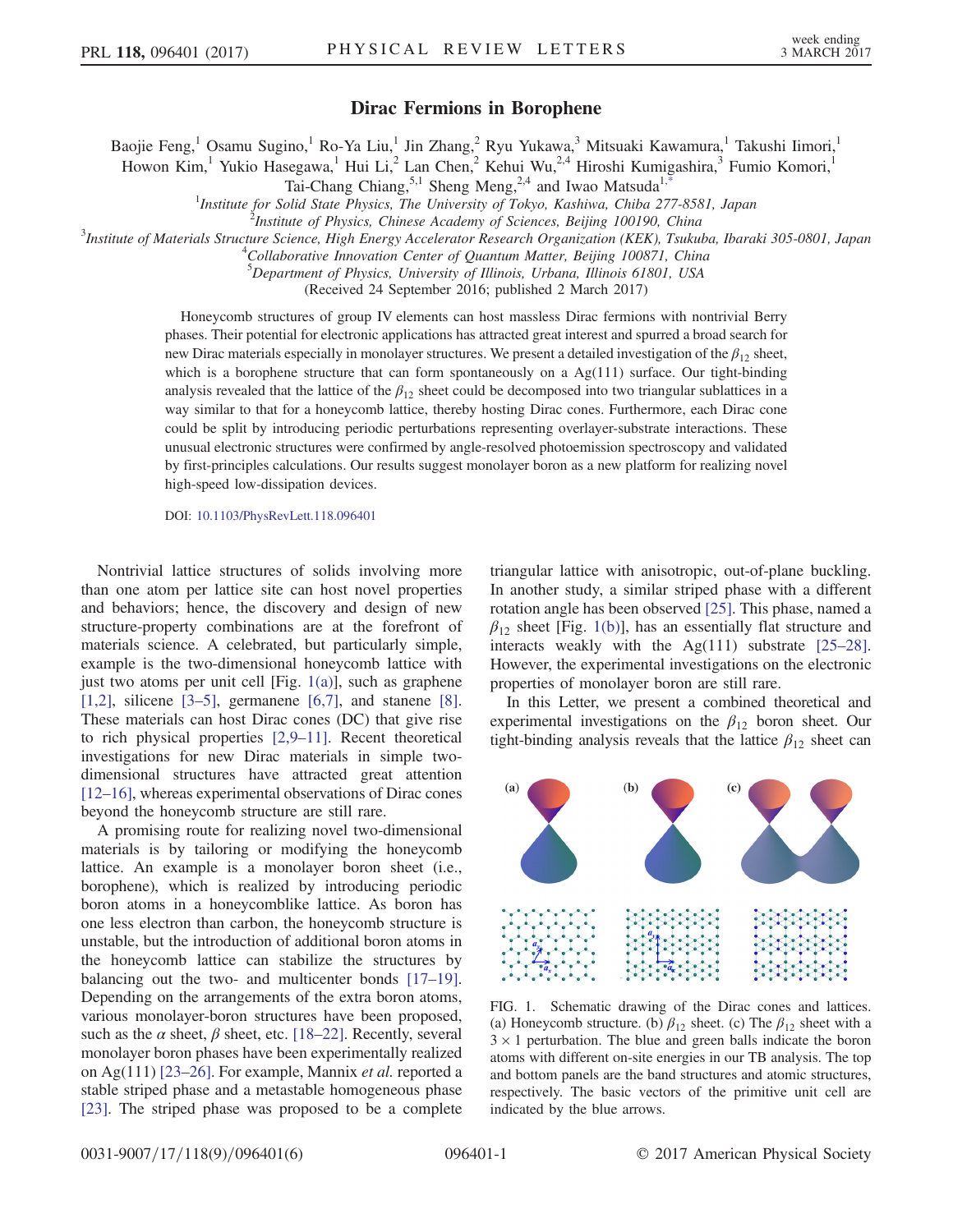# Dirac Fermions in Borophene

Baojie Feng,[1] Osamu Sugino,[1] Ro-Ya Liu,[1] Jin Zhang,[2] Ryu Yukawa,[3] Mitsuaki Kawamura,[1] Takushi Iimori,[1] Howon Kim,[1] Yukio Hasegawa,[1] Hui Li,[2] Lan Chen,[2] Kehui Wu,[2,4] Hiroshi Kumigashira,[3] Fumio Komori,[1] Tai-Chang Chiang,[5,1] Sheng Meng,[2,4] and Iwao Matsuda[1,*]

[1]Institute for Solid State Physics, The University of Tokyo, Kashiwa, Chiba 277-8581, Japan
[2]Institute of Physics, Chinese Academy of Sciences, Beijing 100190, China
[3]Institute of Materials Structure Science, High Energy Accelerator Research Organization (KEK), Tsukuba, Ibaraki 305-0801, Japan
[4]Collaborative Innovation Center of Quantum Matter, Beijing 100871, China
[5]Department of Physics, University of Illinois, Urbana, Illinois 61801, USA

(Received 24 September 2016; published 2 March 2017)

Honeycomb structures of group IV elements can host massless Dirac fermions with nontrivial Berry phases. Their potential for electronic applications has attracted great interest and spurred a broad search for new Dirac materials especially in monolayer structures. We present a detailed investigation of the $\beta_{12}$ sheet, which is a borophene structure that can form spontaneously on a Ag(111) surface. Our tight-binding analysis revealed that the lattice of the $\beta_{12}$ sheet could be decomposed into two triangular sublattices in a way similar to that for a honeycomb lattice, thereby hosting Dirac cones. Furthermore, each Dirac cone could be split by introducing periodic perturbations representing overlayer-substrate interactions. These unusual electronic structures were confirmed by angle-resolved photoemission spectroscopy and validated by first-principles calculations. Our results suggest monolayer boron as a new platform for realizing novel high-speed low-dissipation devices.

DOI: 10.1103/PhysRevLett.118.096401

Nontrivial lattice structures of solids involving more than one atom per lattice site can host novel properties and behaviors; hence, the discovery and design of new structure-property combinations are at the forefront of materials science. A celebrated, but particularly simple, example is the two-dimensional honeycomb lattice with just two atoms per unit cell [Fig. 1(a)], such as graphene [1,2], silicene [3–5], germanene [6,7], and stanene [8]. These materials can host Dirac cones (DC) that give rise to rich physical properties [2,9–11]. Recent theoretical investigations for new Dirac materials in simple two-dimensional structures have attracted great attention [12–16], whereas experimental observations of Dirac cones beyond the honeycomb structure are still rare.

A promising route for realizing novel two-dimensional materials is by tailoring or modifying the honeycomb lattice. An example is a monolayer boron sheet (i.e., borophene), which is realized by introducing periodic boron atoms in a honeycomblike lattice. As boron has one less electron than carbon, the honeycomb structure is unstable, but the introduction of additional boron atoms in the honeycomb lattice can stabilize the structures by balancing out the two- and multicenter bonds [17–19]. Depending on the arrangements of the extra boron atoms, various monolayer-boron structures have been proposed, such as the $\alpha$ sheet, $\beta$ sheet, etc. [18–22]. Recently, several monolayer boron phases have been experimentally realized on Ag(111) [23–26]. For example, Mannix *et al.* reported a stable striped phase and a metastable homogeneous phase [23]. The striped phase was proposed to be a complete triangular lattice with anisotropic, out-of-plane buckling. In another study, a similar striped phase with a different rotation angle has been observed [25]. This phase, named a $\beta_{12}$ sheet [Fig. 1(b)], has an essentially flat structure and interacts weakly with the Ag(111) substrate [25–28]. However, the experimental investigations on the electronic properties of monolayer boron are still rare.

In this Letter, we present a combined theoretical and experimental investigations on the $\beta_{12}$ boron sheet. Our tight-binding analysis reveals that the lattice $\beta_{12}$ sheet can

FIG. 1. Schematic drawing of the Dirac cones and lattices. (a) Honeycomb structure. (b) $\beta_{12}$ sheet. (c) The $\beta_{12}$ sheet with a $3 \times 1$ perturbation. The blue and green balls indicate the boron atoms with different on-site energies in our TB analysis. The top and bottom panels are the band structures and atomic structures, respectively. The basic vectors of the primitive unit cell are indicated by the blue arrows.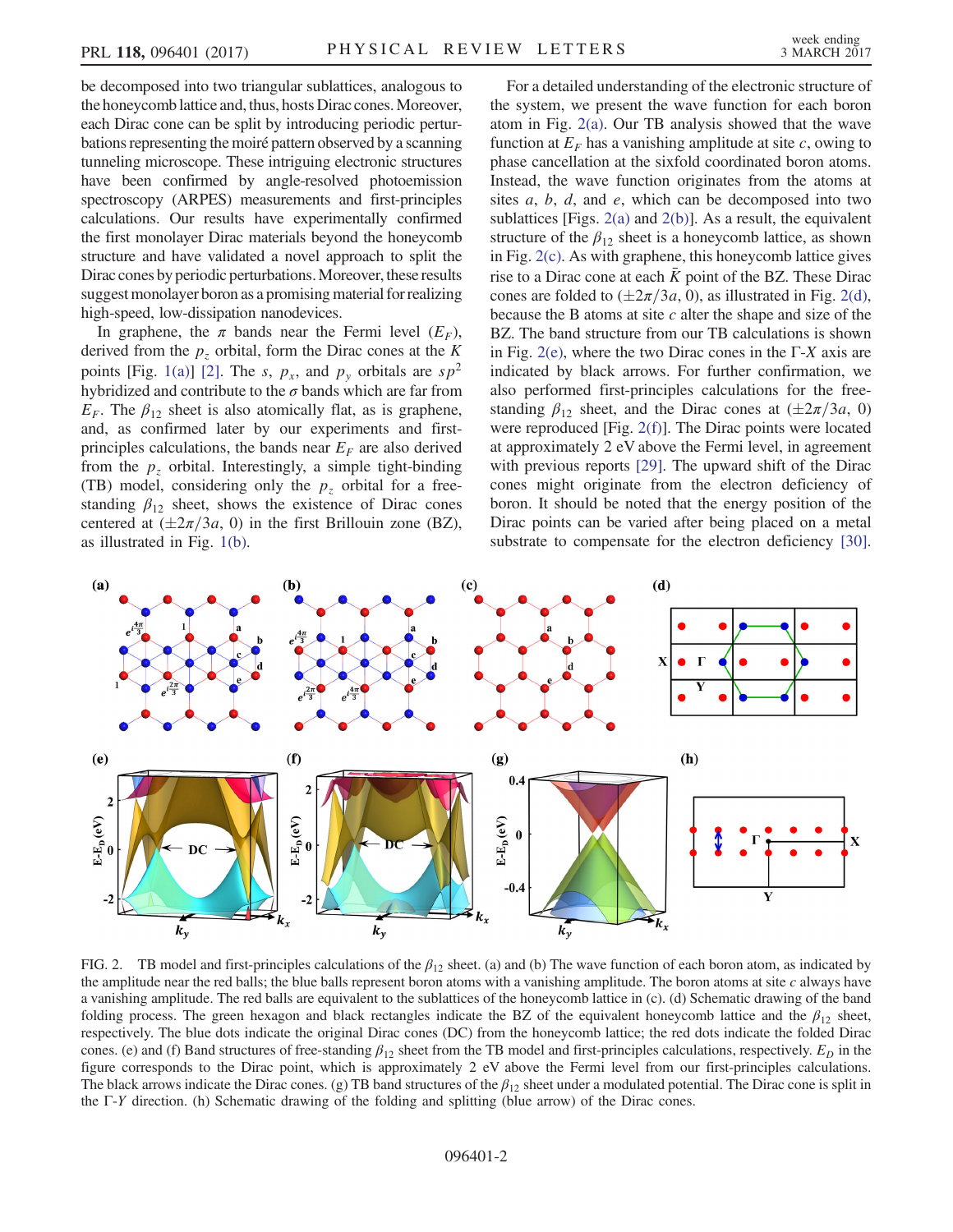be decomposed into two triangular sublattices, analogous to the honeycomb lattice and, thus, hosts Dirac cones. Moreover, each Dirac cone can be split by introducing periodic perturbations representing the moiré pattern observed by a scanning tunneling microscope. These intriguing electronic structures have been confirmed by angle-resolved photoemission spectroscopy (ARPES) measurements and first-principles calculations. Our results have experimentally confirmed the first monolayer Dirac materials beyond the honeycomb structure and have validated a novel approach to split the Dirac cones by periodic perturbations. Moreover, these results suggest monolayer boron as a promising material for realizing high-speed, low-dissipation nanodevices.

In graphene, the $\pi$ bands near the Fermi level ($E_F$), derived from the $p_z$ orbital, form the Dirac cones at the $K$ points [Fig. 1(a)] [2]. The $s$, $p_x$, and $p_y$ orbitals are $sp^2$ hybridized and contribute to the $\sigma$ bands which are far from $E_F$. The $\beta_{12}$ sheet is also atomically flat, as is graphene, and, as confirmed later by our experiments and first-principles calculations, the bands near $E_F$ are also derived from the $p_z$ orbital. Interestingly, a simple tight-binding (TB) model, considering only the $p_z$ orbital for a free-standing $\beta_{12}$ sheet, shows the existence of Dirac cones centered at $(\pm 2\pi/3a, 0)$ in the first Brillouin zone (BZ), as illustrated in Fig. 1(b).

For a detailed understanding of the electronic structure of the system, we present the wave function for each boron atom in Fig. 2(a). Our TB analysis showed that the wave function at $E_F$ has a vanishing amplitude at site $c$, owing to phase cancellation at the sixfold coordinated boron atoms. Instead, the wave function originates from the atoms at sites $a$, $b$, $d$, and $e$, which can be decomposed into two sublattices [Figs. 2(a) and 2(b)]. As a result, the equivalent structure of the $\beta_{12}$ sheet is a honeycomb lattice, as shown in Fig. 2(c). As with graphene, this honeycomb lattice gives rise to a Dirac cone at each $\bar{K}$ point of the BZ. These Dirac cones are folded to $(\pm 2\pi/3a, 0)$, as illustrated in Fig. 2(d), because the B atoms at site $c$ alter the shape and size of the BZ. The band structure from our TB calculations is shown in Fig. 2(e), where the two Dirac cones in the Γ-$X$ axis are indicated by black arrows. For further confirmation, we also performed first-principles calculations for the free-standing $\beta_{12}$ sheet, and the Dirac cones at $(\pm 2\pi/3a, 0)$ were reproduced [Fig. 2(f)]. The Dirac points were located at approximately 2 eV above the Fermi level, in agreement with previous reports [29]. The upward shift of the Dirac cones might originate from the electron deficiency of boron. It should be noted that the energy position of the Dirac points can be varied after being placed on a metal substrate to compensate for the electron deficiency [30].

FIG. 2. TB model and first-principles calculations of the $\beta_{12}$ sheet. (a) and (b) The wave function of each boron atom, as indicated by the amplitude near the red balls; the blue balls represent boron atoms with a vanishing amplitude. The boron atoms at site $c$ always have a vanishing amplitude. The red balls are equivalent to the sublattices of the honeycomb lattice in (c). (d) Schematic drawing of the band folding process. The green hexagon and black rectangles indicate the BZ of the equivalent honeycomb lattice and the $\beta_{12}$ sheet, respectively. The blue dots indicate the original Dirac cones (DC) from the honeycomb lattice; the red dots indicate the folded Dirac cones. (e) and (f) Band structures of free-standing $\beta_{12}$ sheet from the TB model and first-principles calculations, respectively. $E_D$ in the figure corresponds to the Dirac point, which is approximately 2 eV above the Fermi level from our first-principles calculations. The black arrows indicate the Dirac cones. (g) TB band structures of the $\beta_{12}$ sheet under a modulated potential. The Dirac cone is split in the Γ-$Y$ direction. (h) Schematic drawing of the folding and splitting (blue arrow) of the Dirac cones.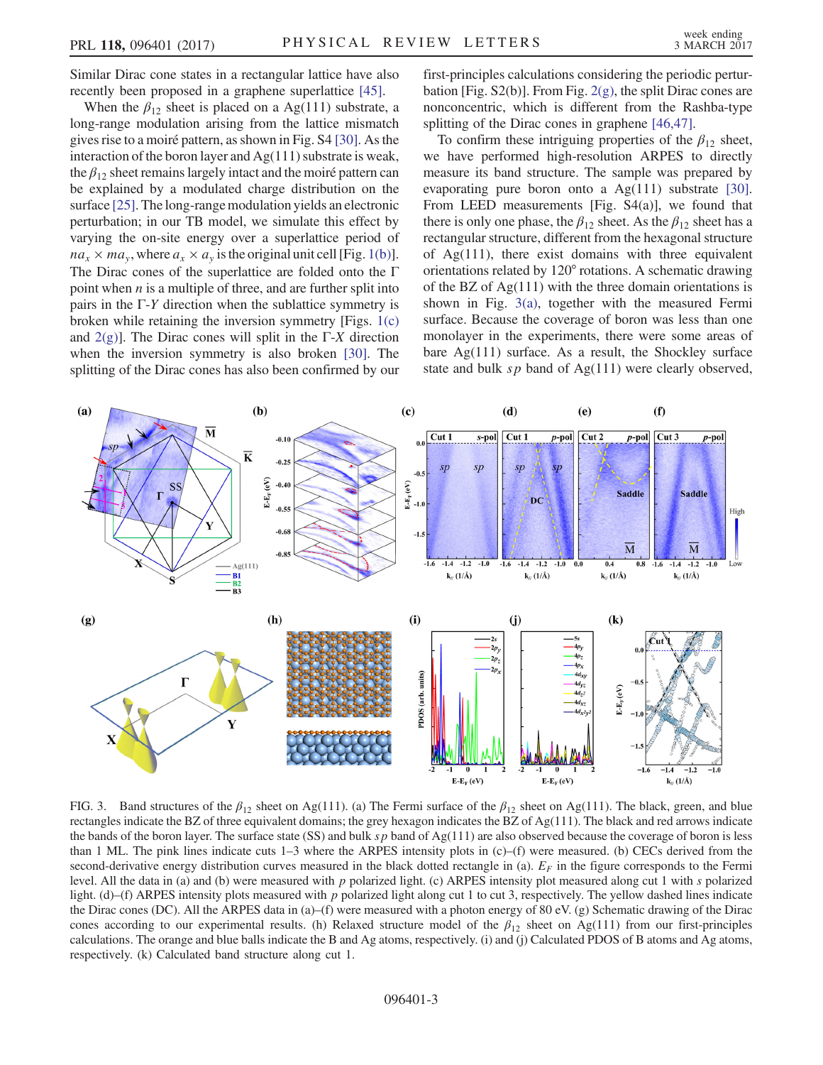Similar Dirac cone states in a rectangular lattice have also recently been proposed in a graphene superlattice [45].

When the $\beta_{12}$ sheet is placed on a Ag(111) substrate, a long-range modulation arising from the lattice mismatch gives rise to a moiré pattern, as shown in Fig. S4 [30]. As the interaction of the boron layer and Ag(111) substrate is weak, the $\beta_{12}$ sheet remains largely intact and the moiré pattern can be explained by a modulated charge distribution on the surface [25]. The long-range modulation yields an electronic perturbation; in our TB model, we simulate this effect by varying the on-site energy over a superlattice period of $na_x \times ma_y$, where $a_x \times a_y$ is the original unit cell [Fig. 1(b)]. The Dirac cones of the superlattice are folded onto the Γ point when $n$ is a multiple of three, and are further split into pairs in the Γ-$Y$ direction when the sublattice symmetry is broken while retaining the inversion symmetry [Figs. 1(c) and 2(g)]. The Dirac cones will split in the Γ-$X$ direction when the inversion symmetry is also broken [30]. The splitting of the Dirac cones has also been confirmed by our first-principles calculations considering the periodic perturbation [Fig. S2(b)]. From Fig. 2(g), the split Dirac cones are nonconcentric, which is different from the Rashba-type splitting of the Dirac cones in graphene [46,47].

To confirm these intriguing properties of the $\beta_{12}$ sheet, we have performed high-resolution ARPES to directly measure its band structure. The sample was prepared by evaporating pure boron onto a Ag(111) substrate [30]. From LEED measurements [Fig. S4(a)], we found that there is only one phase, the $\beta_{12}$ sheet. As the $\beta_{12}$ sheet has a rectangular structure, different from the hexagonal structure of Ag(111), there exist domains with three equivalent orientations related by 120° rotations. A schematic drawing of the BZ of Ag(111) with the three domain orientations is shown in Fig. 3(a), together with the measured Fermi surface. Because the coverage of boron was less than one monolayer in the experiments, there were some areas of bare Ag(111) surface. As a result, the Shockley surface state and bulk $sp$ band of Ag(111) were clearly observed,

FIG. 3. Band structures of the $\beta_{12}$ sheet on Ag(111). (a) The Fermi surface of the $\beta_{12}$ sheet on Ag(111). The black, green, and blue rectangles indicate the BZ of three equivalent domains; the grey hexagon indicates the BZ of Ag(111). The black and red arrows indicate the bands of the boron layer. The surface state (SS) and bulk $sp$ band of Ag(111) are also observed because the coverage of boron is less than 1 ML. The pink lines indicate cuts 1–3 where the ARPES intensity plots in (c)–(f) were measured. (b) CECs derived from the second-derivative energy distribution curves measured in the black dotted rectangle in (a). $E_F$ in the figure corresponds to the Fermi level. All the data in (a) and (b) were measured with $p$ polarized light. (c) ARPES intensity plot measured along cut 1 with $s$ polarized light. (d)–(f) ARPES intensity plots measured with $p$ polarized light along cut 1 to cut 3, respectively. The yellow dashed lines indicate the Dirac cones (DC). All the ARPES data in (a)–(f) were measured with a photon energy of 80 eV. (g) Schematic drawing of the Dirac cones according to our experimental results. (h) Relaxed structure model of the $\beta_{12}$ sheet on Ag(111) from our first-principles calculations. The orange and blue balls indicate the B and Ag atoms, respectively. (i) and (j) Calculated PDOS of B atoms and Ag atoms, respectively. (k) Calculated band structure along cut 1.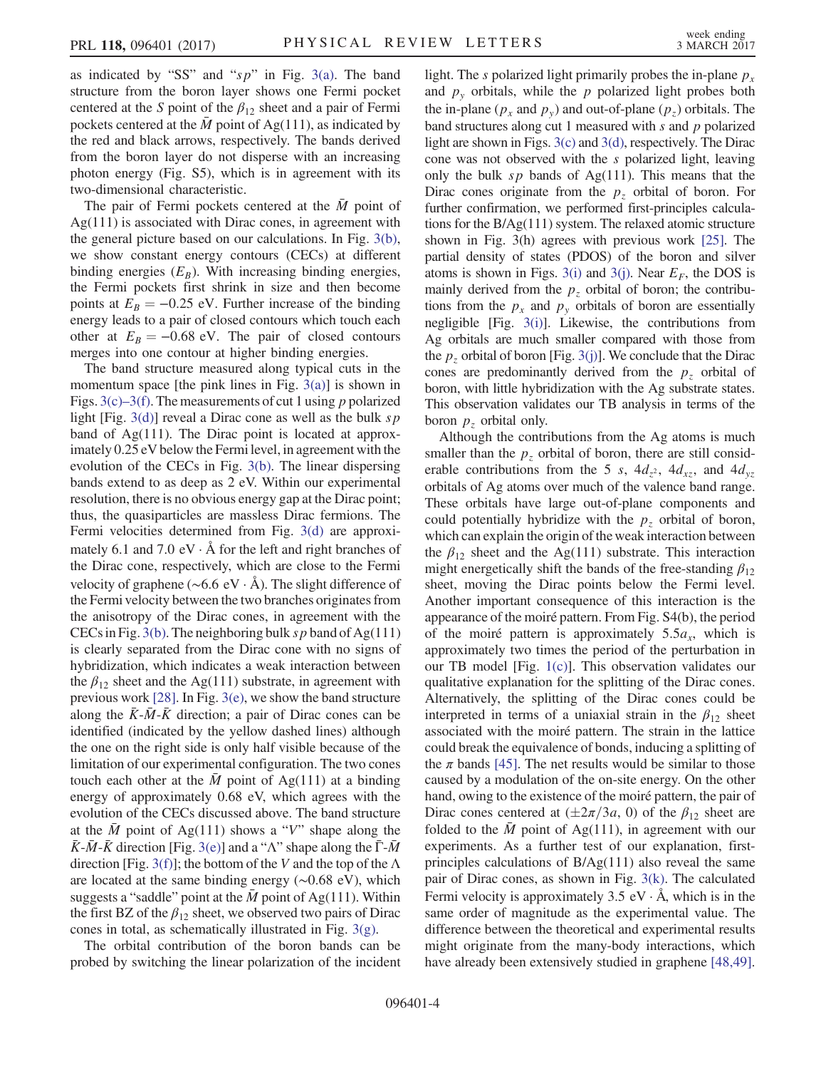as indicated by "SS" and "$sp$" in Fig. 3(a). The band structure from the boron layer shows one Fermi pocket centered at the $S$ point of the $\beta_{12}$ sheet and a pair of Fermi pockets centered at the $\bar{M}$ point of Ag(111), as indicated by the red and black arrows, respectively. The bands derived from the boron layer do not disperse with an increasing photon energy (Fig. S5), which is in agreement with its two-dimensional characteristic.

The pair of Fermi pockets centered at the $\bar{M}$ point of Ag(111) is associated with Dirac cones, in agreement with the general picture based on our calculations. In Fig. 3(b), we show constant energy contours (CECs) at different binding energies ($E_B$). With increasing binding energies, the Fermi pockets first shrink in size and then become points at $E_B = -0.25$ eV. Further increase of the binding energy leads to a pair of closed contours which touch each other at $E_B = -0.68$ eV. The pair of closed contours merges into one contour at higher binding energies.

The band structure measured along typical cuts in the momentum space [the pink lines in Fig. 3(a)] is shown in Figs. 3(c)–3(f). The measurements of cut 1 using $p$ polarized light [Fig. 3(d)] reveal a Dirac cone as well as the bulk $sp$ band of Ag(111). The Dirac point is located at approximately 0.25 eV below the Fermi level, in agreement with the evolution of the CECs in Fig. 3(b). The linear dispersing bands extend to as deep as 2 eV. Within our experimental resolution, there is no obvious energy gap at the Dirac point; thus, the quasiparticles are massless Dirac fermions. The Fermi velocities determined from Fig. 3(d) are approximately 6.1 and 7.0 eV · Å for the left and right branches of the Dirac cone, respectively, which are close to the Fermi velocity of graphene (~6.6 eV · Å). The slight difference of the Fermi velocity between the two branches originates from the anisotropy of the Dirac cones, in agreement with the CECs in Fig. 3(b). The neighboring bulk $sp$ band of Ag(111) is clearly separated from the Dirac cone with no signs of hybridization, which indicates a weak interaction between the $\beta_{12}$ sheet and the Ag(111) substrate, in agreement with previous work [28]. In Fig. 3(e), we show the band structure along the $\bar{K}$-$\bar{M}$-$\bar{K}$ direction; a pair of Dirac cones can be identified (indicated by the yellow dashed lines) although the one on the right side is only half visible because of the limitation of our experimental configuration. The two cones touch each other at the $\bar{M}$ point of Ag(111) at a binding energy of approximately 0.68 eV, which agrees with the evolution of the CECs discussed above. The band structure at the $\bar{M}$ point of Ag(111) shows a "$V$" shape along the $\bar{K}$-$\bar{M}$-$\bar{K}$ direction [Fig. 3(e)] and a "$\Lambda$" shape along the $\bar{\Gamma}$-$\bar{M}$ direction [Fig. 3(f)]; the bottom of the $V$ and the top of the $\Lambda$ are located at the same binding energy (~0.68 eV), which suggests a "saddle" point at the $\bar{M}$ point of Ag(111). Within the first BZ of the $\beta_{12}$ sheet, we observed two pairs of Dirac cones in total, as schematically illustrated in Fig. 3(g).

The orbital contribution of the boron bands can be probed by switching the linear polarization of the incident light. The $s$ polarized light primarily probes the in-plane $p_x$ and $p_y$ orbitals, while the $p$ polarized light probes both the in-plane ($p_x$ and $p_y$) and out-of-plane ($p_z$) orbitals. The band structures along cut 1 measured with $s$ and $p$ polarized light are shown in Figs. 3(c) and 3(d), respectively. The Dirac cone was not observed with the $s$ polarized light, leaving only the bulk $sp$ bands of Ag(111). This means that the Dirac cones originate from the $p_z$ orbital of boron. For further confirmation, we performed first-principles calculations for the B/Ag(111) system. The relaxed atomic structure shown in Fig. 3(h) agrees with previous work [25]. The partial density of states (PDOS) of the boron and silver atoms is shown in Figs. 3(i) and 3(j). Near $E_F$, the DOS is mainly derived from the $p_z$ orbital of boron; the contributions from the $p_x$ and $p_y$ orbitals of boron are essentially negligible [Fig. 3(i)]. Likewise, the contributions from Ag orbitals are much smaller compared with those from the $p_z$ orbital of boron [Fig. 3(j)]. We conclude that the Dirac cones are predominantly derived from the $p_z$ orbital of boron, with little hybridization with the Ag substrate states. This observation validates our TB analysis in terms of the boron $p_z$ orbital only.

Although the contributions from the Ag atoms is much smaller than the $p_z$ orbital of boron, there are still considerable contributions from the 5 $s$, $4d_{z^2}$, $4d_{xz}$, and $4d_{yz}$ orbitals of Ag atoms over much of the valence band range. These orbitals have large out-of-plane components and could potentially hybridize with the $p_z$ orbital of boron, which can explain the origin of the weak interaction between the $\beta_{12}$ sheet and the Ag(111) substrate. This interaction might energetically shift the bands of the free-standing $\beta_{12}$ sheet, moving the Dirac points below the Fermi level. Another important consequence of this interaction is the appearance of the moiré pattern. From Fig. S4(b), the period of the moiré pattern is approximately $5.5a_x$, which is approximately two times the period of the perturbation in our TB model [Fig. 1(c)]. This observation validates our qualitative explanation for the splitting of the Dirac cones. Alternatively, the splitting of the Dirac cones could be interpreted in terms of a uniaxial strain in the $\beta_{12}$ sheet associated with the moiré pattern. The strain in the lattice could break the equivalence of bonds, inducing a splitting of the $\pi$ bands [45]. The net results would be similar to those caused by a modulation of the on-site energy. On the other hand, owing to the existence of the moiré pattern, the pair of Dirac cones centered at ($\pm 2\pi/3a$, 0) of the $\beta_{12}$ sheet are folded to the $\bar{M}$ point of Ag(111), in agreement with our experiments. As a further test of our explanation, first-principles calculations of B/Ag(111) also reveal the same pair of Dirac cones, as shown in Fig. 3(k). The calculated Fermi velocity is approximately 3.5 eV · Å, which is in the same order of magnitude as the experimental value. The difference between the theoretical and experimental results might originate from the many-body interactions, which have already been extensively studied in graphene [48,49].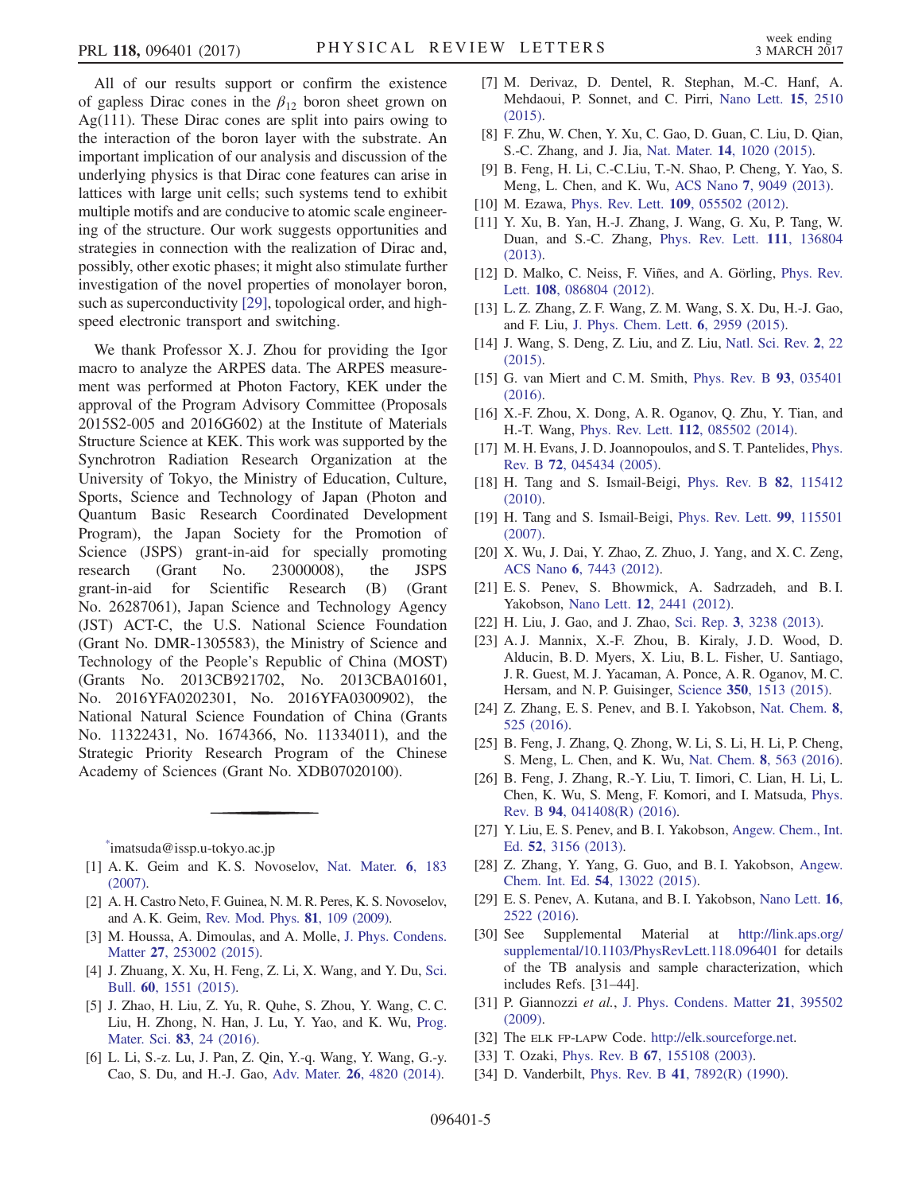All of our results support or confirm the existence of gapless Dirac cones in the $\beta_{12}$ boron sheet grown on Ag(111). These Dirac cones are split into pairs owing to the interaction of the boron layer with the substrate. An important implication of our analysis and discussion of the underlying physics is that Dirac cone features can arise in lattices with large unit cells; such systems tend to exhibit multiple motifs and are conducive to atomic scale engineering of the structure. Our work suggests opportunities and strategies in connection with the realization of Dirac and, possibly, other exotic phases; it might also stimulate further investigation of the novel properties of monolayer boron, such as superconductivity [29], topological order, and high-speed electronic transport and switching.

We thank Professor X. J. Zhou for providing the Igor macro to analyze the ARPES data. The ARPES measurement was performed at Photon Factory, KEK under the approval of the Program Advisory Committee (Proposals 2015S2-005 and 2016G602) at the Institute of Materials Structure Science at KEK. This work was supported by the Synchrotron Radiation Research Organization at the University of Tokyo, the Ministry of Education, Culture, Sports, Science and Technology of Japan (Photon and Quantum Basic Research Coordinated Development Program), the Japan Society for the Promotion of Science (JSPS) grant-in-aid for specially promoting research (Grant No. 23000008), the JSPS grant-in-aid for Scientific Research (B) (Grant No. 26287061), Japan Science and Technology Agency (JST) ACT-C, the U.S. National Science Foundation (Grant No. DMR-1305583), the Ministry of Science and Technology of the People's Republic of China (MOST) (Grants No. 2013CB921702, No. 2013CBA01601, No. 2016YFA0202301, No. 2016YFA0300902), the National Natural Science Foundation of China (Grants No. 11322431, No. 1674366, No. 11334011), and the Strategic Priority Research Program of the Chinese Academy of Sciences (Grant No. XDB07020100).

---

[*] imatsuda@issp.u-tokyo.ac.jp

[1] A. K. Geim and K. S. Novoselov, Nat. Mater. **6**, 183 (2007).

[2] A. H. Castro Neto, F. Guinea, N. M. R. Peres, K. S. Novoselov, and A. K. Geim, Rev. Mod. Phys. **81**, 109 (2009).

[3] M. Houssa, A. Dimoulas, and A. Molle, J. Phys. Condens. Matter **27**, 253002 (2015).

[4] J. Zhuang, X. Xu, H. Feng, Z. Li, X. Wang, and Y. Du, Sci. Bull. **60**, 1551 (2015).

[5] J. Zhao, H. Liu, Z. Yu, R. Quhe, S. Zhou, Y. Wang, C. C. Liu, H. Zhong, N. Han, J. Lu, Y. Yao, and K. Wu, Prog. Mater. Sci. **83**, 24 (2016).

[6] L. Li, S.-z. Lu, J. Pan, Z. Qin, Y.-q. Wang, Y. Wang, G.-y. Cao, S. Du, and H.-J. Gao, Adv. Mater. **26**, 4820 (2014).

[7] M. Derivaz, D. Dentel, R. Stephan, M.-C. Hanf, A. Mehdaoui, P. Sonnet, and C. Pirri, Nano Lett. **15**, 2510 (2015).

[8] F. Zhu, W. Chen, Y. Xu, C. Gao, D. Guan, C. Liu, D. Qian, S.-C. Zhang, and J. Jia, Nat. Mater. **14**, 1020 (2015).

[9] B. Feng, H. Li, C.-C.Liu, T.-N. Shao, P. Cheng, Y. Yao, S. Meng, L. Chen, and K. Wu, ACS Nano **7**, 9049 (2013).

[10] M. Ezawa, Phys. Rev. Lett. **109**, 055502 (2012).

[11] Y. Xu, B. Yan, H.-J. Zhang, J. Wang, G. Xu, P. Tang, W. Duan, and S.-C. Zhang, Phys. Rev. Lett. **111**, 136804 (2013).

[12] D. Malko, C. Neiss, F. Viñes, and A. Görling, Phys. Rev. Lett. **108**, 086804 (2012).

[13] L. Z. Zhang, Z. F. Wang, Z. M. Wang, S. X. Du, H.-J. Gao, and F. Liu, J. Phys. Chem. Lett. **6**, 2959 (2015).

[14] J. Wang, S. Deng, Z. Liu, and Z. Liu, Natl. Sci. Rev. **2**, 22 (2015).

[15] G. van Miert and C. M. Smith, Phys. Rev. B **93**, 035401 (2016).

[16] X.-F. Zhou, X. Dong, A. R. Oganov, Q. Zhu, Y. Tian, and H.-T. Wang, Phys. Rev. Lett. **112**, 085502 (2014).

[17] M. H. Evans, J. D. Joannopoulos, and S. T. Pantelides, Phys. Rev. B **72**, 045434 (2005).

[18] H. Tang and S. Ismail-Beigi, Phys. Rev. B **82**, 115412 (2010).

[19] H. Tang and S. Ismail-Beigi, Phys. Rev. Lett. **99**, 115501 (2007).

[20] X. Wu, J. Dai, Y. Zhao, Z. Zhuo, J. Yang, and X. C. Zeng, ACS Nano **6**, 7443 (2012).

[21] E. S. Penev, S. Bhowmick, A. Sadrzadeh, and B. I. Yakobson, Nano Lett. **12**, 2441 (2012).

[22] H. Liu, J. Gao, and J. Zhao, Sci. Rep. **3**, 3238 (2013).

[23] A. J. Mannix, X.-F. Zhou, B. Kiraly, J. D. Wood, D. Alducin, B. D. Myers, X. Liu, B. L. Fisher, U. Santiago, J. R. Guest, M. J. Yacaman, A. Ponce, A. R. Oganov, M. C. Hersam, and N. P. Guisinger, Science **350**, 1513 (2015).

[24] Z. Zhang, E. S. Penev, and B. I. Yakobson, Nat. Chem. **8**, 525 (2016).

[25] B. Feng, J. Zhang, Q. Zhong, W. Li, S. Li, H. Li, P. Cheng, S. Meng, L. Chen, and K. Wu, Nat. Chem. **8**, 563 (2016).

[26] B. Feng, J. Zhang, R.-Y. Liu, T. Iimori, C. Lian, H. Li, L. Chen, K. Wu, S. Meng, F. Komori, and I. Matsuda, Phys. Rev. B **94**, 041408(R) (2016).

[27] Y. Liu, E. S. Penev, and B. I. Yakobson, Angew. Chem., Int. Ed. **52**, 3156 (2013).

[28] Z. Zhang, Y. Yang, G. Guo, and B. I. Yakobson, Angew. Chem. Int. Ed. **54**, 13022 (2015).

[29] E. S. Penev, A. Kutana, and B. I. Yakobson, Nano Lett. **16**, 2522 (2016).

[30] See Supplemental Material at http://link.aps.org/supplemental/10.1103/PhysRevLett.118.096401 for details of the TB analysis and sample characterization, which includes Refs. [31–44].

[31] P. Giannozzi *et al.*, J. Phys. Condens. Matter **21**, 395502 (2009).

[32] The ELK FP-LAPW Code. http://elk.sourceforge.net.

[33] T. Ozaki, Phys. Rev. B **67**, 155108 (2003).

[34] D. Vanderbilt, Phys. Rev. B **41**, 7892(R) (1990).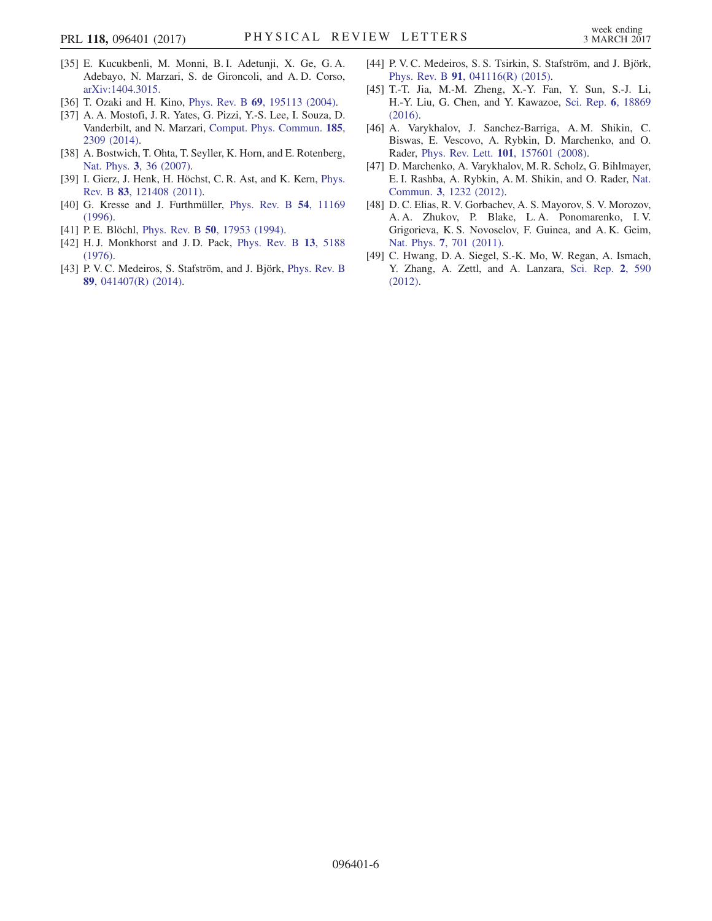[35] E. Kucukbenli, M. Monni, B. I. Adetunji, X. Ge, G. A. Adebayo, N. Marzari, S. de Gironcoli, and A. D. Corso, arXiv:1404.3015.

[36] T. Ozaki and H. Kino, Phys. Rev. B **69**, 195113 (2004).

[37] A. A. Mostofi, J. R. Yates, G. Pizzi, Y.-S. Lee, I. Souza, D. Vanderbilt, and N. Marzari, Comput. Phys. Commun. **185**, 2309 (2014).

[38] A. Bostwich, T. Ohta, T. Seyller, K. Horn, and E. Rotenberg, Nat. Phys. **3**, 36 (2007).

[39] I. Gierz, J. Henk, H. Höchst, C. R. Ast, and K. Kern, Phys. Rev. B **83**, 121408 (2011).

[40] G. Kresse and J. Furthmüller, Phys. Rev. B **54**, 11169 (1996).

[41] P. E. Blöchl, Phys. Rev. B **50**, 17953 (1994).

[42] H. J. Monkhorst and J. D. Pack, Phys. Rev. B **13**, 5188 (1976).

[43] P. V. C. Medeiros, S. Stafström, and J. Björk, Phys. Rev. B **89**, 041407(R) (2014).

[44] P. V. C. Medeiros, S. S. Tsirkin, S. Stafström, and J. Björk, Phys. Rev. B **91**, 041116(R) (2015).

[45] T.-T. Jia, M.-M. Zheng, X.-Y. Fan, Y. Sun, S.-J. Li, H.-Y. Liu, G. Chen, and Y. Kawazoe, Sci. Rep. **6**, 18869 (2016).

[46] A. Varykhalov, J. Sanchez-Barriga, A. M. Shikin, C. Biswas, E. Vescovo, A. Rybkin, D. Marchenko, and O. Rader, Phys. Rev. Lett. **101**, 157601 (2008).

[47] D. Marchenko, A. Varykhalov, M. R. Scholz, G. Bihlmayer, E. I. Rashba, A. Rybkin, A. M. Shikin, and O. Rader, Nat. Commun. **3**, 1232 (2012).

[48] D. C. Elias, R. V. Gorbachev, A. S. Mayorov, S. V. Morozov, A. A. Zhukov, P. Blake, L. A. Ponomarenko, I. V. Grigorieva, K. S. Novoselov, F. Guinea, and A. K. Geim, Nat. Phys. **7**, 701 (2011).

[49] C. Hwang, D. A. Siegel, S.-K. Mo, W. Regan, A. Ismach, Y. Zhang, A. Zettl, and A. Lanzara, Sci. Rep. **2**, 590 (2012).